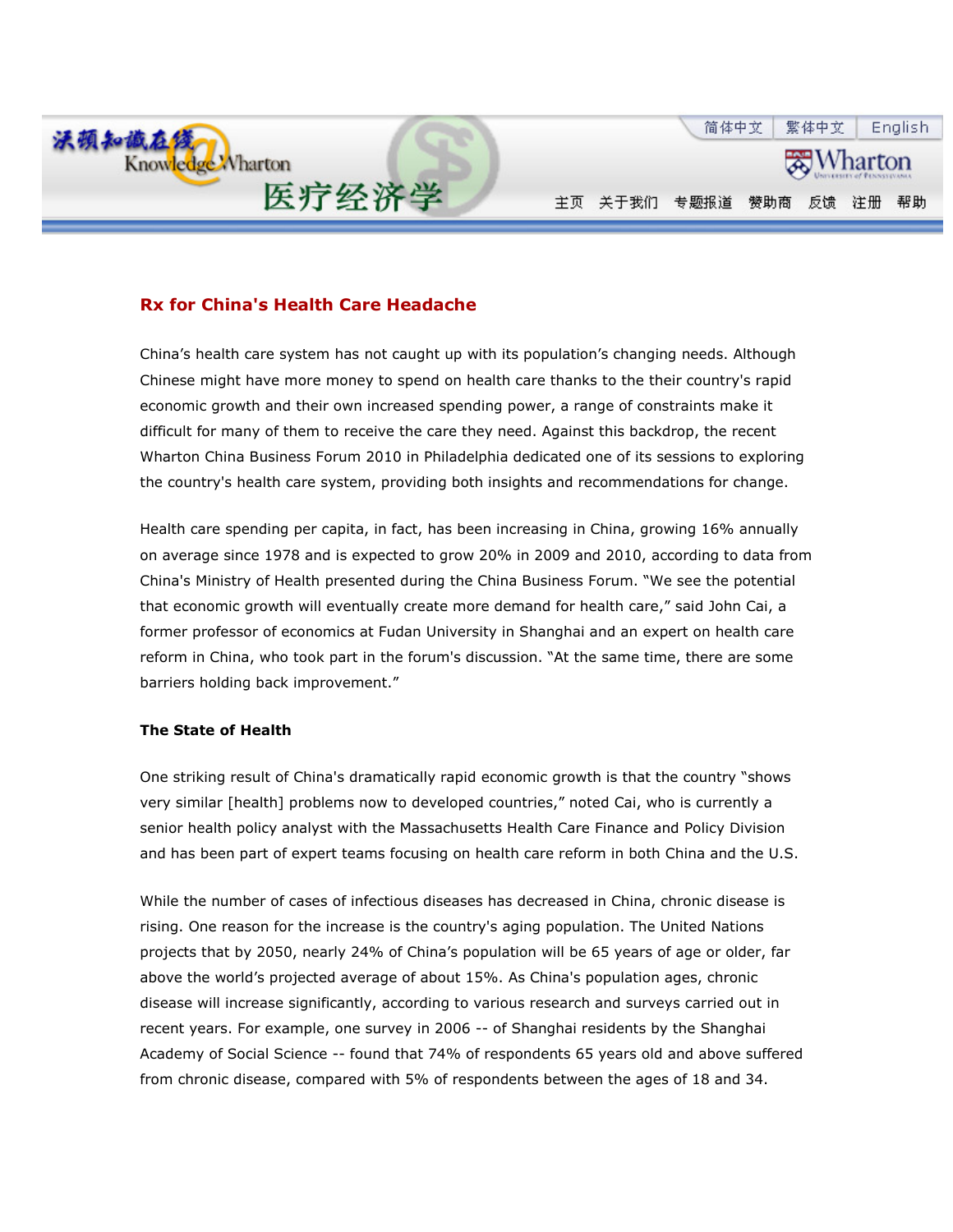# Rx for China's Health Care Headache

China's health care system has not caught up with its population's changing needs. Although Chinese might have more money to spend on health care thanks to the their country's rapid economic growth and their own increased spending power, a range of constraints make it difficult for many of them to receive the care they need. Against this backdrop, the recent Wharton China Business Forum 2010 in Philadelphia dedicated one of its sessions to exploring the country's health care system, providing both insights and recommendations for change.

Health care spending per capita, in fact, has been increasing in China, growing 16% annually on average since 1978 and is expected to grow 20% in 2009 and 2010, according to data from China's Ministry of Health presented during the China Business Forum. "We see the potential that economic growth will eventually create more demand for health care," said John Cai, a former professor of economics at Fudan University in Shanghai and an expert on health care reform in China, who took part in the forum's discussion. "At the same time, there are some barriers holding back improvement."

## The State of Health

One striking result of China's dramatically rapid economic growth is that the country "shows very similar [health] problems now to developed countries," noted Cai, who is currently a senior health policy analyst with the Massachusetts Health Care Finance and Policy Division and has been part of expert teams focusing on health care reform in both China and the U.S.

While the number of cases of infectious diseases has decreased in China, chronic disease is rising. One reason for the increase is the country's aging population. The United Nations projects that by 2050, nearly 24% of China's population will be 65 years of age or older, far above the world's projected average of about 15%. As China's population ages, chronic disease will increase significantly, according to various research and surveys carried out in recent years. For example, one survey in 2006 -- of Shanghai residents by the Shanghai Academy of Social Science -- found that 74% of respondents 65 years old and above suffered from chronic disease, compared with 5% of respondents between the ages of 18 and 34.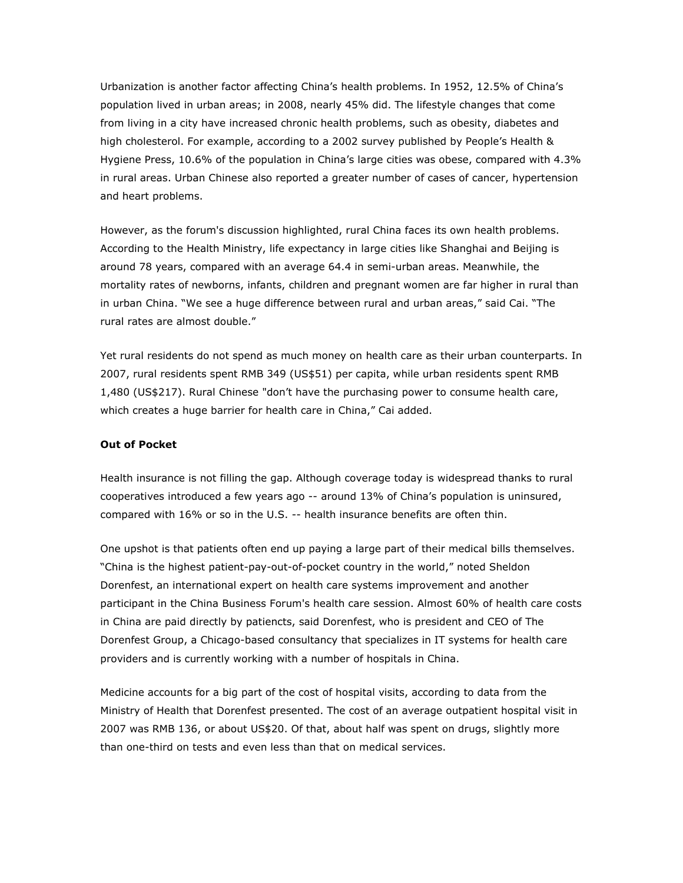Urbanization is another factor affecting China's health problems. In 1952, 12.5% of China's population lived in urban areas; in 2008, nearly 45% did. The lifestyle changes that come from living in a city have increased chronic health problems, such as obesity, diabetes and high cholesterol. For example, according to a 2002 survey published by People's Health & Hygiene Press, 10.6% of the population in China's large cities was obese, compared with 4.3% in rural areas. Urban Chinese also reported a greater number of cases of cancer, hypertension and heart problems.

However, as the forum's discussion highlighted, rural China faces its own health problems. According to the Health Ministry, life expectancy in large cities like Shanghai and Beijing is around 78 years, compared with an average 64.4 in semi-urban areas. Meanwhile, the mortality rates of newborns, infants, children and pregnant women are far higher in rural than in urban China. "We see a huge difference between rural and urban areas," said Cai. "The rural rates are almost double."

Yet rural residents do not spend as much money on health care as their urban counterparts. In 2007, rural residents spent RMB 349 (US$51) per capita, while urban residents spent RMB 1,480 (US$217). Rural Chinese "don't have the purchasing power to consume health care, which creates a huge barrier for health care in China," Cai added.

**Out of Pocket**

Health insurance is not filling the gap. Although coverage today is widespread thanks to rural cooperatives introduced a few years ago -- around 13% of China's population is uninsured, compared with 16% or so in the U.S. -- health insurance benefits are often thin.

One upshot is that patients often end up paying a large part of their medical bills themselves. "China is the highest patient-pay-out-of-pocket country in the world," noted Sheldon Dorenfest, an international expert on health care systems improvement and another participant in the China Business Forum's health care session. Almost 60% of health care costs in China are paid directly by patiencts, said Dorenfest, who is president and CEO of The Dorenfest Group, a Chicago-based consultancy that specializes in IT systems for health care providers and is currently working with a number of hospitals in China.

Medicine accounts for a big part of the cost of hospital visits, according to data from the Ministry of Health that Dorenfest presented. The cost of an average outpatient hospital visit in 2007 was RMB 136, or about US$20. Of that, about half was spent on drugs, slightly more than one-third on tests and even less than that on medical services.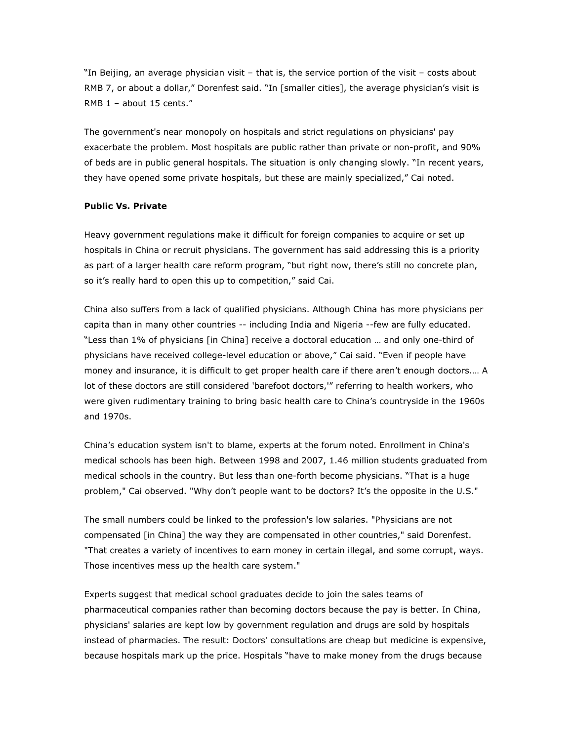"In Beijing, an average physician visit – that is, the service portion of the visit – costs about RMB 7, or about a dollar," Dorenfest said. "In [smaller cities], the average physician's visit is RMB 1 – about 15 cents."

The government's near monopoly on hospitals and strict regulations on physicians' pay exacerbate the problem. Most hospitals are public rather than private or non-profit, and 90% of beds are in public general hospitals. The situation is only changing slowly. "In recent years, they have opened some private hospitals, but these are mainly specialized," Cai noted.

**Public Vs. Private**

Heavy government regulations make it difficult for foreign companies to acquire or set up hospitals in China or recruit physicians. The government has said addressing this is a priority as part of a larger health care reform program, "but right now, there's still no concrete plan, so it's really hard to open this up to competition," said Cai.

China also suffers from a lack of qualified physicians. Although China has more physicians per capita than in many other countries -- including India and Nigeria --few are fully educated. "Less than 1% of physicians [in China] receive a doctoral education … and only one-third of physicians have received college-level education or above," Cai said. "Even if people have money and insurance, it is difficult to get proper health care if there aren't enough doctors.… A lot of these doctors are still considered 'barefoot doctors,'" referring to health workers, who were given rudimentary training to bring basic health care to China's countryside in the 1960s and 1970s.

China's education system isn't to blame, experts at the forum noted. Enrollment in China's medical schools has been high. Between 1998 and 2007, 1.46 million students graduated from medical schools in the country. But less than one-forth become physicians. "That is a huge problem," Cai observed. "Why don't people want to be doctors? It's the opposite in the U.S."

The small numbers could be linked to the profession's low salaries. "Physicians are not compensated [in China] the way they are compensated in other countries," said Dorenfest. "That creates a variety of incentives to earn money in certain illegal, and some corrupt, ways. Those incentives mess up the health care system."

Experts suggest that medical school graduates decide to join the sales teams of pharmaceutical companies rather than becoming doctors because the pay is better. In China, physicians' salaries are kept low by government regulation and drugs are sold by hospitals instead of pharmacies. The result: Doctors' consultations are cheap but medicine is expensive, because hospitals mark up the price. Hospitals "have to make money from the drugs because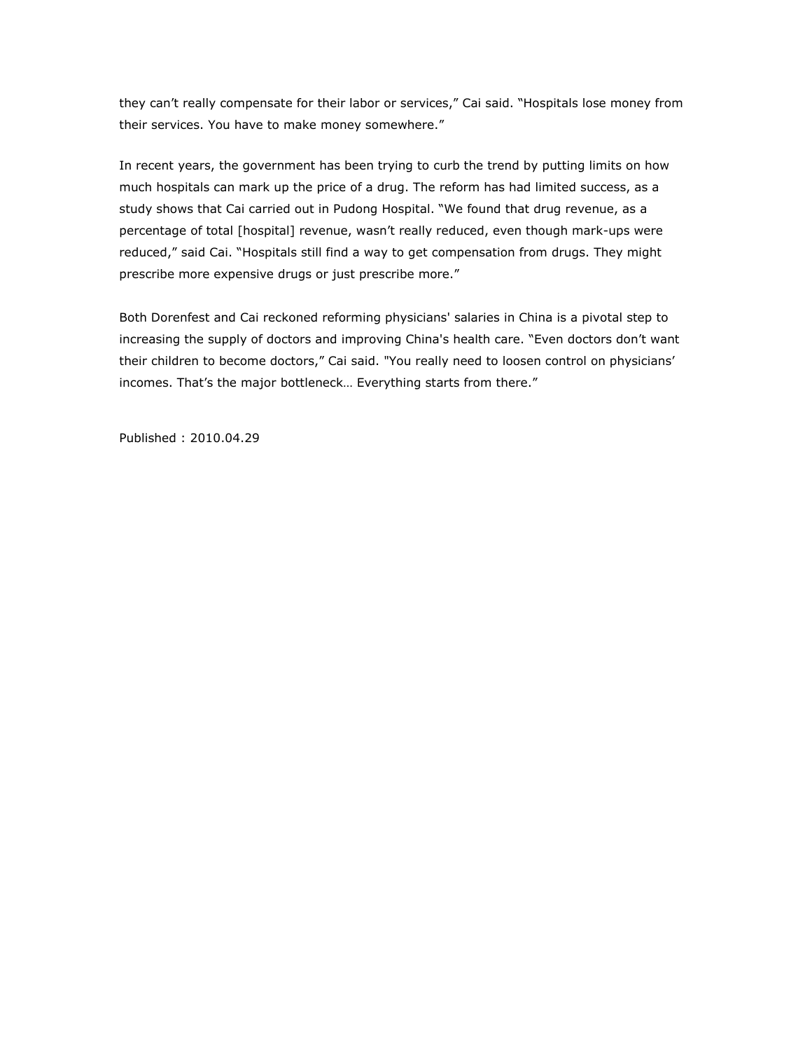they can't really compensate for their labor or services," Cai said. "Hospitals lose money from their services. You have to make money somewhere."

In recent years, the government has been trying to curb the trend by putting limits on how much hospitals can mark up the price of a drug. The reform has had limited success, as a study shows that Cai carried out in Pudong Hospital. "We found that drug revenue, as a percentage of total [hospital] revenue, wasn't really reduced, even though mark-ups were reduced," said Cai. "Hospitals still find a way to get compensation from drugs. They might prescribe more expensive drugs or just prescribe more."

Both Dorenfest and Cai reckoned reforming physicians' salaries in China is a pivotal step to increasing the supply of doctors and improving China's health care. "Even doctors don't want their children to become doctors," Cai said. "You really need to loosen control on physicians' incomes. That's the major bottleneck… Everything starts from there."

Published : 2010.04.29